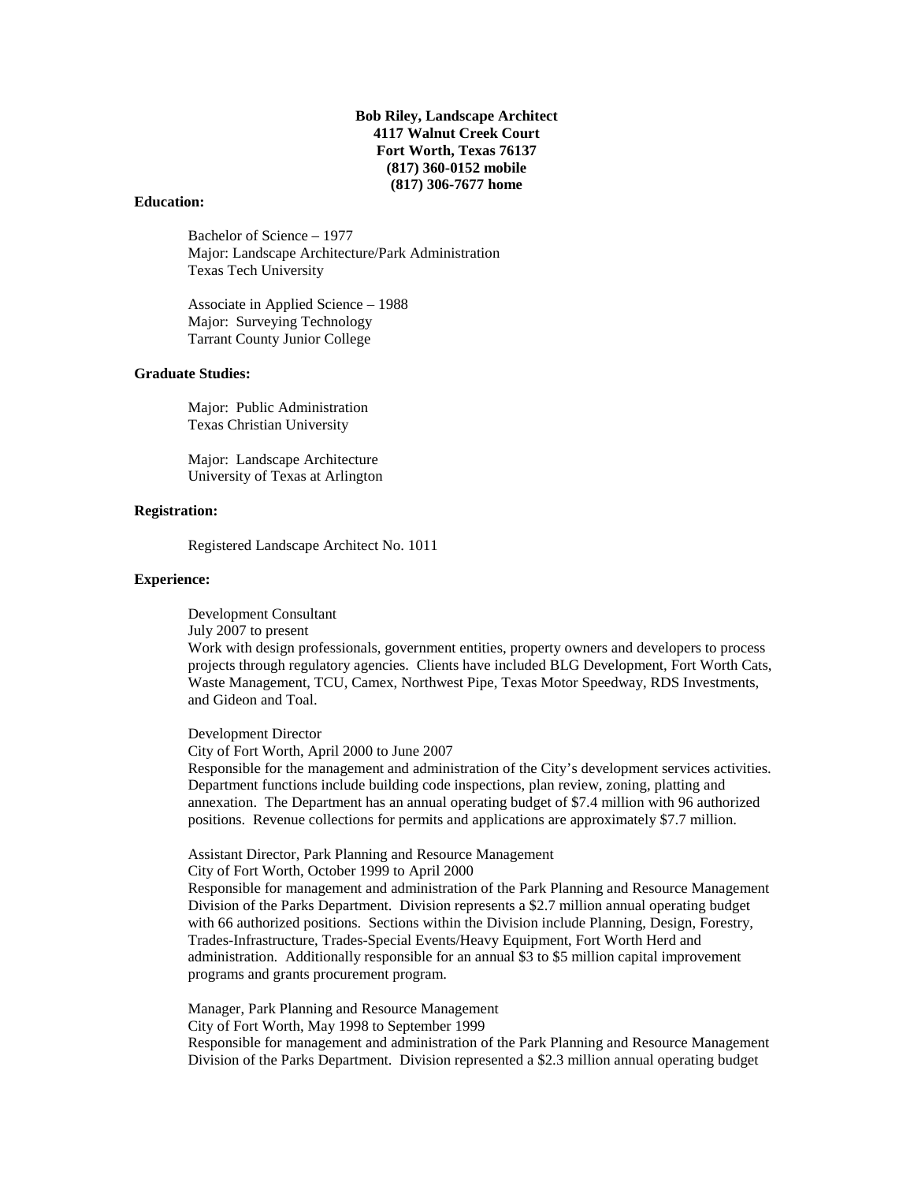**Bob Riley, Landscape Architect**
**4117 Walnut Creek Court**
**Fort Worth, Texas 76137**
**(817) 360-0152 mobile**
**(817) 306-7677 home**

**Education:**

Bachelor of Science – 1977
Major: Landscape Architecture/Park Administration
Texas Tech University

Associate in Applied Science – 1988
Major: Surveying Technology
Tarrant County Junior College

**Graduate Studies:**

Major: Public Administration
Texas Christian University

Major: Landscape Architecture
University of Texas at Arlington

**Registration:**

Registered Landscape Architect No. 1011

**Experience:**

Development Consultant
July 2007 to present
Work with design professionals, government entities, property owners and developers to process projects through regulatory agencies. Clients have included BLG Development, Fort Worth Cats, Waste Management, TCU, Camex, Northwest Pipe, Texas Motor Speedway, RDS Investments, and Gideon and Toal.

Development Director
City of Fort Worth, April 2000 to June 2007
Responsible for the management and administration of the City's development services activities. Department functions include building code inspections, plan review, zoning, platting and annexation. The Department has an annual operating budget of $7.4 million with 96 authorized positions. Revenue collections for permits and applications are approximately $7.7 million.

Assistant Director, Park Planning and Resource Management
City of Fort Worth, October 1999 to April 2000
Responsible for management and administration of the Park Planning and Resource Management Division of the Parks Department. Division represents a $2.7 million annual operating budget with 66 authorized positions. Sections within the Division include Planning, Design, Forestry, Trades-Infrastructure, Trades-Special Events/Heavy Equipment, Fort Worth Herd and administration. Additionally responsible for an annual $3 to $5 million capital improvement programs and grants procurement program.

Manager, Park Planning and Resource Management
City of Fort Worth, May 1998 to September 1999
Responsible for management and administration of the Park Planning and Resource Management Division of the Parks Department. Division represented a $2.3 million annual operating budget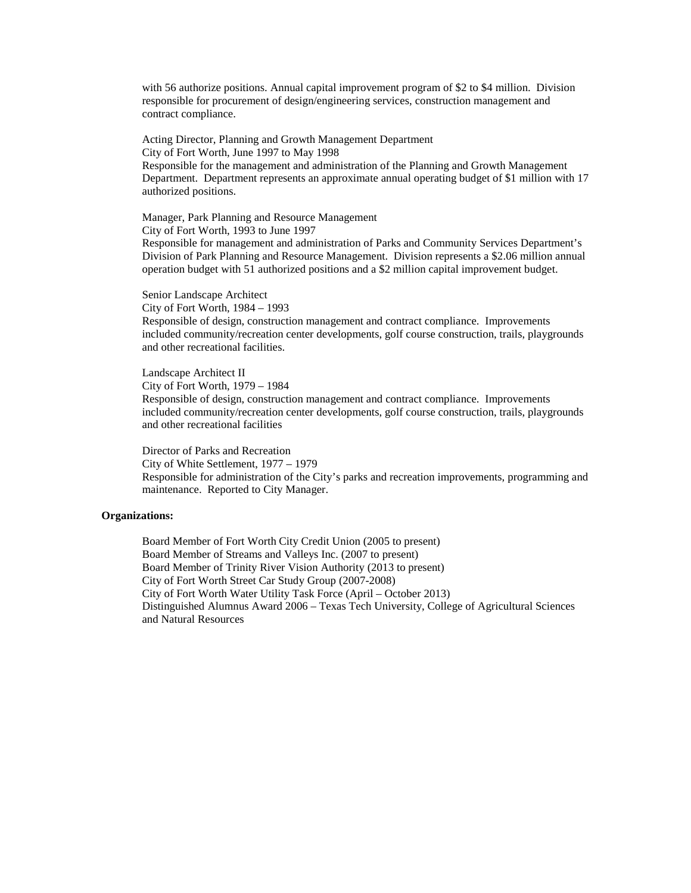with 56 authorize positions. Annual capital improvement program of $2 to $4 million. Division responsible for procurement of design/engineering services, construction management and contract compliance.

Acting Director, Planning and Growth Management Department
City of Fort Worth, June 1997 to May 1998
Responsible for the management and administration of the Planning and Growth Management Department. Department represents an approximate annual operating budget of $1 million with 17 authorized positions.

Manager, Park Planning and Resource Management
City of Fort Worth, 1993 to June 1997
Responsible for management and administration of Parks and Community Services Department's Division of Park Planning and Resource Management. Division represents a $2.06 million annual operation budget with 51 authorized positions and a $2 million capital improvement budget.

Senior Landscape Architect
City of Fort Worth, 1984 – 1993
Responsible of design, construction management and contract compliance. Improvements included community/recreation center developments, golf course construction, trails, playgrounds and other recreational facilities.

Landscape Architect II
City of Fort Worth, 1979 – 1984
Responsible of design, construction management and contract compliance. Improvements included community/recreation center developments, golf course construction, trails, playgrounds and other recreational facilities

Director of Parks and Recreation
City of White Settlement, 1977 – 1979
Responsible for administration of the City's parks and recreation improvements, programming and maintenance. Reported to City Manager.

**Organizations:**

Board Member of Fort Worth City Credit Union (2005 to present)
Board Member of Streams and Valleys Inc. (2007 to present)
Board Member of Trinity River Vision Authority (2013 to present)
City of Fort Worth Street Car Study Group (2007-2008)
City of Fort Worth Water Utility Task Force (April – October 2013)
Distinguished Alumnus Award 2006 – Texas Tech University, College of Agricultural Sciences and Natural Resources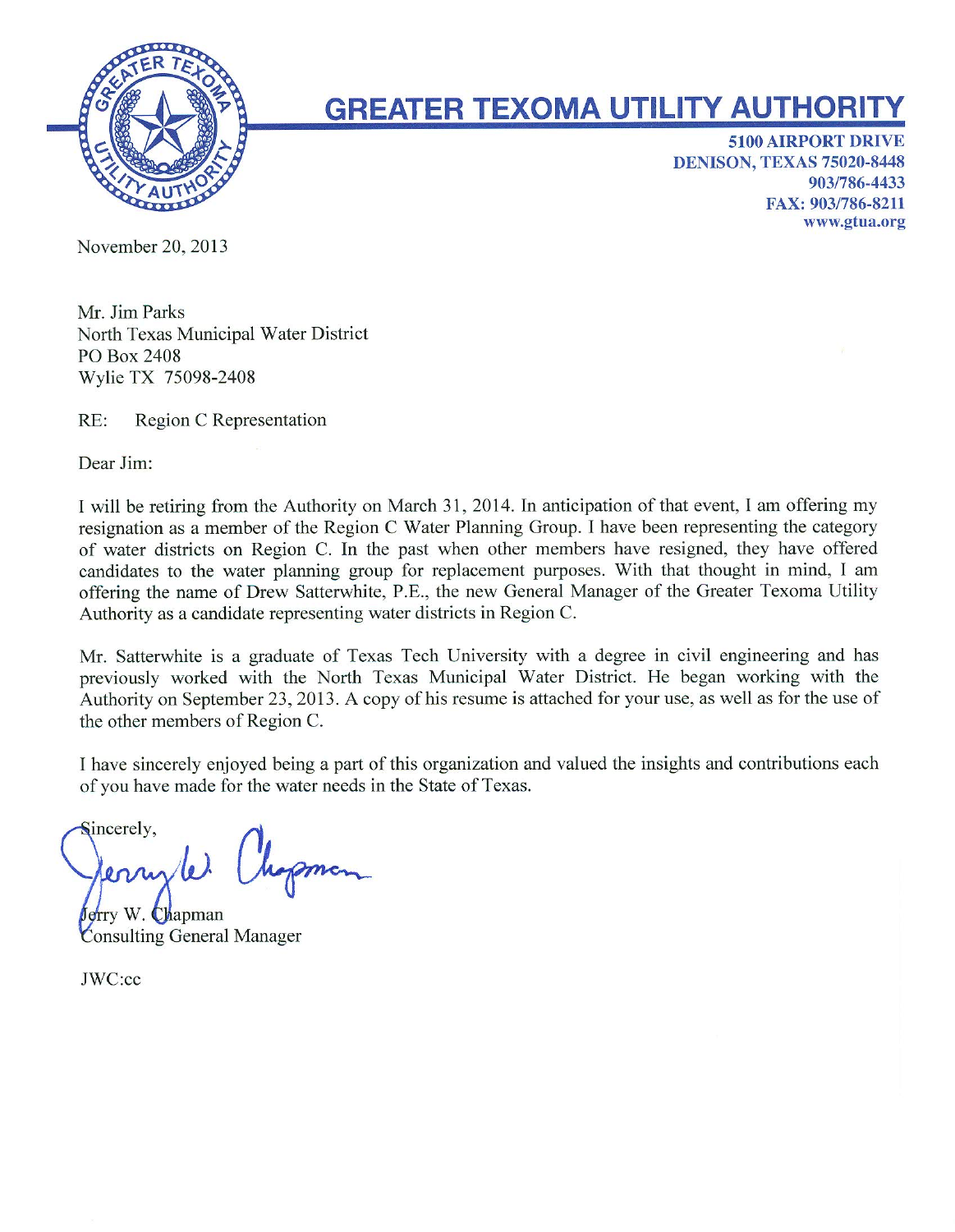# GREATER TEXOMA UTILITY AUTHORITY

5100 AIRPORT DRIVE
DENISON, TEXAS 75020-8448
903/786-4433
FAX: 903/786-8211
www.gtua.org

November 20, 2013

Mr. Jim Parks
North Texas Municipal Water District
PO Box 2408
Wylie TX 75098-2408

RE: Region C Representation

Dear Jim:

I will be retiring from the Authority on March 31, 2014. In anticipation of that event, I am offering my resignation as a member of the Region C Water Planning Group. I have been representing the category of water districts on Region C. In the past when other members have resigned, they have offered candidates to the water planning group for replacement purposes. With that thought in mind, I am offering the name of Drew Satterwhite, P.E., the new General Manager of the Greater Texoma Utility Authority as a candidate representing water districts in Region C.

Mr. Satterwhite is a graduate of Texas Tech University with a degree in civil engineering and has previously worked with the North Texas Municipal Water District. He began working with the Authority on September 23, 2013. A copy of his resume is attached for your use, as well as for the use of the other members of Region C.

I have sincerely enjoyed being a part of this organization and valued the insights and contributions each of you have made for the water needs in the State of Texas.

Sincerely,

Jerry W. Chapman
Consulting General Manager

JWC:cc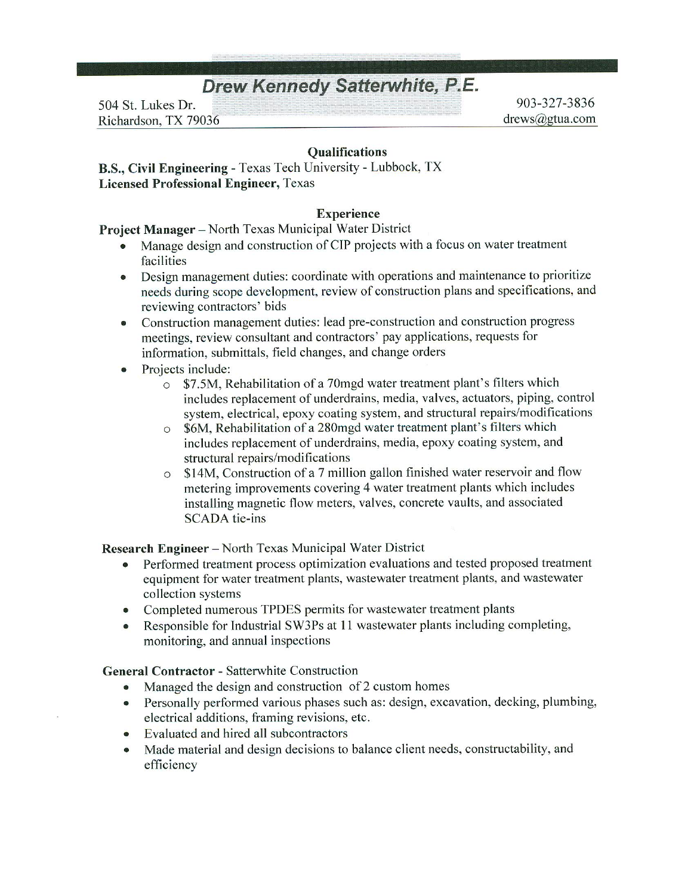# Drew Kennedy Satterwhite, P.E.

504 St. Lukes Dr.
Richardson, TX 79036

903-327-3836
drews@gtua.com

## Qualifications

**B.S., Civil Engineering** - Texas Tech University - Lubbock, TX
**Licensed Professional Engineer,** Texas

## Experience

**Project Manager** – North Texas Municipal Water District

- Manage design and construction of CIP projects with a focus on water treatment facilities
- Design management duties: coordinate with operations and maintenance to prioritize needs during scope development, review of construction plans and specifications, and reviewing contractors' bids
- Construction management duties: lead pre-construction and construction progress meetings, review consultant and contractors' pay applications, requests for information, submittals, field changes, and change orders
- Projects include:
  - $7.5M, Rehabilitation of a 70mgd water treatment plant's filters which includes replacement of underdrains, media, valves, actuators, piping, control system, electrical, epoxy coating system, and structural repairs/modifications
  - $6M, Rehabilitation of a 280mgd water treatment plant's filters which includes replacement of underdrains, media, epoxy coating system, and structural repairs/modifications
  - $14M, Construction of a 7 million gallon finished water reservoir and flow metering improvements covering 4 water treatment plants which includes installing magnetic flow meters, valves, concrete vaults, and associated SCADA tie-ins

**Research Engineer** – North Texas Municipal Water District

- Performed treatment process optimization evaluations and tested proposed treatment equipment for water treatment plants, wastewater treatment plants, and wastewater collection systems
- Completed numerous TPDES permits for wastewater treatment plants
- Responsible for Industrial SW3Ps at 11 wastewater plants including completing, monitoring, and annual inspections

**General Contractor** - Satterwhite Construction

- Managed the design and construction of 2 custom homes
- Personally performed various phases such as: design, excavation, decking, plumbing, electrical additions, framing revisions, etc.
- Evaluated and hired all subcontractors
- Made material and design decisions to balance client needs, constructability, and efficiency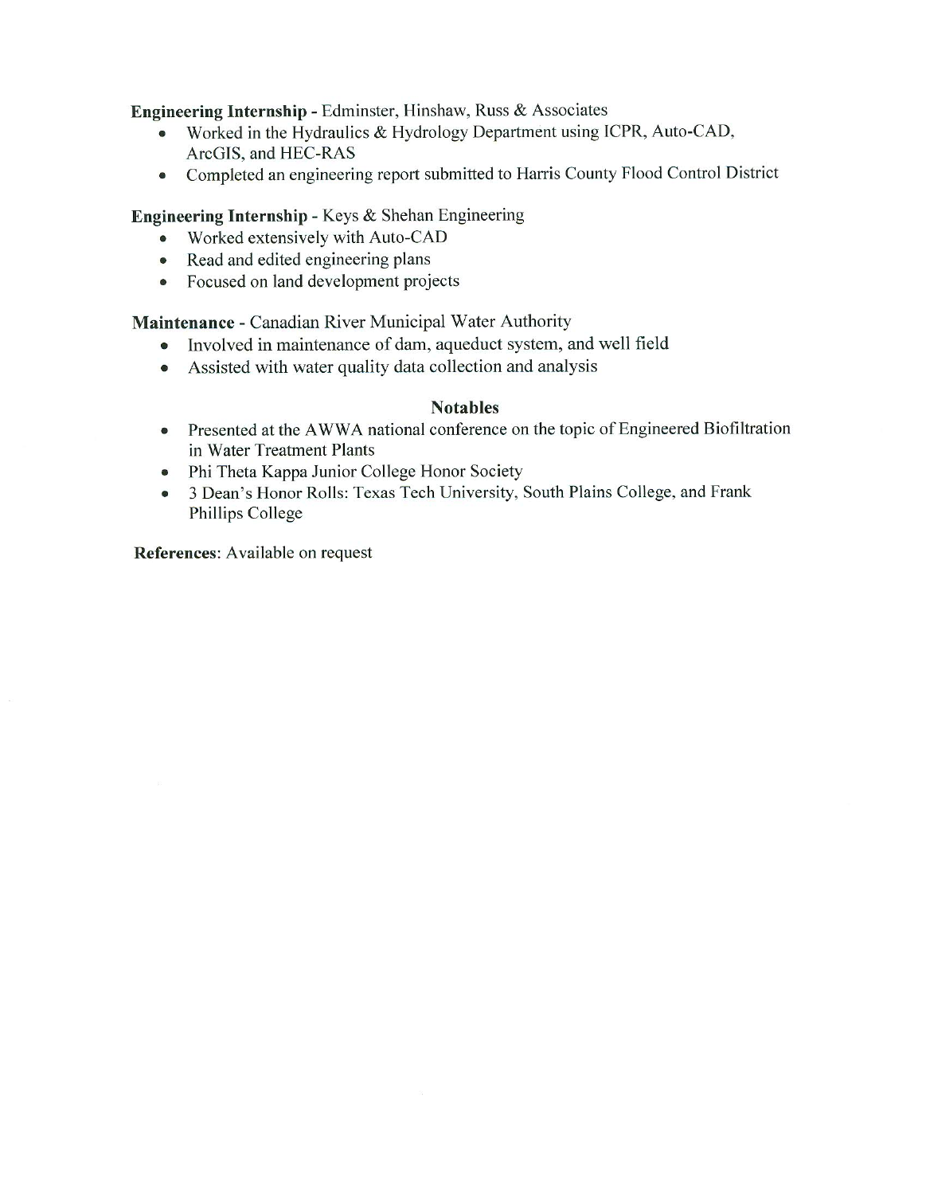**Engineering Internship** - Edminster, Hinshaw, Russ & Associates

- Worked in the Hydraulics & Hydrology Department using ICPR, Auto-CAD, ArcGIS, and HEC-RAS
- Completed an engineering report submitted to Harris County Flood Control District

**Engineering Internship** - Keys & Shehan Engineering

- Worked extensively with Auto-CAD
- Read and edited engineering plans
- Focused on land development projects

**Maintenance** - Canadian River Municipal Water Authority

- Involved in maintenance of dam, aqueduct system, and well field
- Assisted with water quality data collection and analysis

## Notables

- Presented at the AWWA national conference on the topic of Engineered Biofiltration in Water Treatment Plants
- Phi Theta Kappa Junior College Honor Society
- 3 Dean's Honor Rolls: Texas Tech University, South Plains College, and Frank Phillips College

**References**: Available on request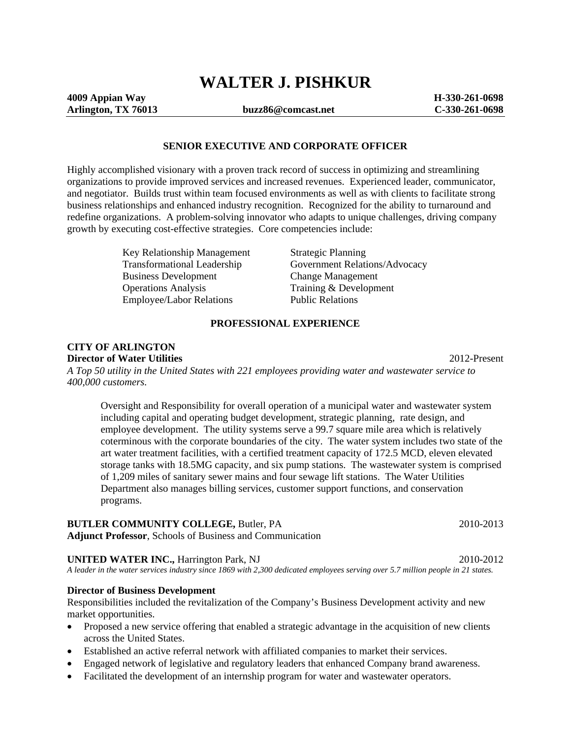# WALTER J. PISHKUR

**4009 Appian Way** | | **H-330-261-0698**
**Arlington, TX 76013** | **buzz86@comcast.net** | **C-330-261-0698**

## SENIOR EXECUTIVE AND CORPORATE OFFICER

Highly accomplished visionary with a proven track record of success in optimizing and streamlining organizations to provide improved services and increased revenues. Experienced leader, communicator, and negotiator. Builds trust within team focused environments as well as with clients to facilitate strong business relationships and enhanced industry recognition. Recognized for the ability to turnaround and redefine organizations. A problem-solving innovator who adapts to unique challenges, driving company growth by executing cost-effective strategies. Core competencies include:

- Key Relationship Management
- Transformational Leadership
- Business Development
- Operations Analysis
- Employee/Labor Relations
- Strategic Planning
- Government Relations/Advocacy
- Change Management
- Training & Development
- Public Relations

## PROFESSIONAL EXPERIENCE

**CITY OF ARLINGTON**
**Director of Water Utilities** 2012-Present
*A Top 50 utility in the United States with 221 employees providing water and wastewater service to 400,000 customers.*

Oversight and Responsibility for overall operation of a municipal water and wastewater system including capital and operating budget development, strategic planning, rate design, and employee development. The utility systems serve a 99.7 square mile area which is relatively coterminous with the corporate boundaries of the city. The water system includes two state of the art water treatment facilities, with a certified treatment capacity of 172.5 MCD, eleven elevated storage tanks with 18.5MG capacity, and six pump stations. The wastewater system is comprised of 1,209 miles of sanitary sewer mains and four sewage lift stations. The Water Utilities Department also manages billing services, customer support functions, and conservation programs.

**BUTLER COMMUNITY COLLEGE,** Butler, PA 2010-2013
**Adjunct Professor**, Schools of Business and Communication

**UNITED WATER INC.,** Harrington Park, NJ 2010-2012
*A leader in the water services industry since 1869 with 2,300 dedicated employees serving over 5.7 million people in 21 states.*

**Director of Business Development**
Responsibilities included the revitalization of the Company's Business Development activity and new market opportunities.

- Proposed a new service offering that enabled a strategic advantage in the acquisition of new clients across the United States.
- Established an active referral network with affiliated companies to market their services.
- Engaged network of legislative and regulatory leaders that enhanced Company brand awareness.
- Facilitated the development of an internship program for water and wastewater operators.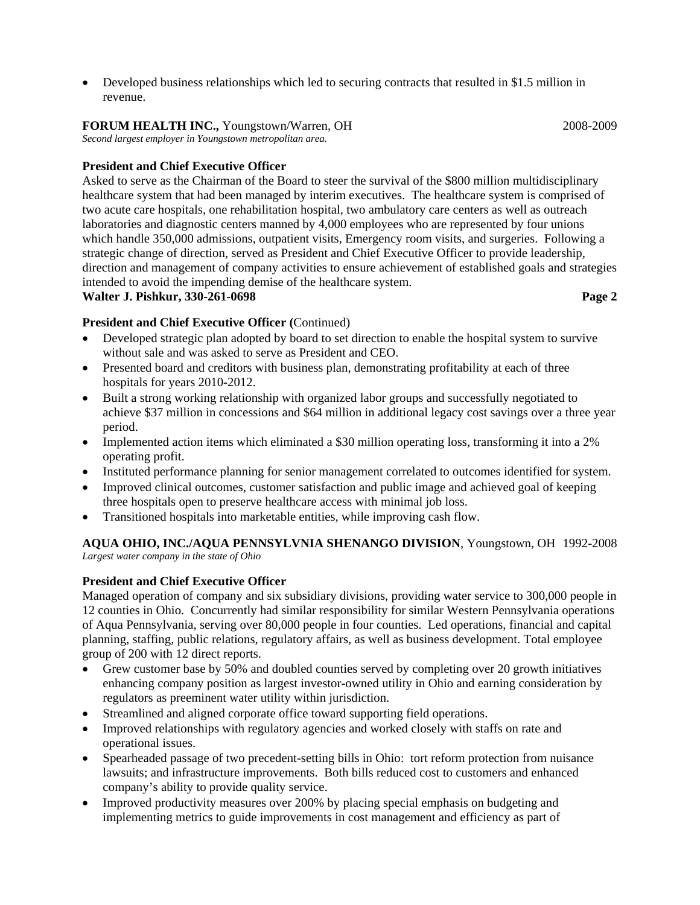- Developed business relationships which led to securing contracts that resulted in $1.5 million in revenue.

**FORUM HEALTH INC.,** Youngstown/Warren, OH 2008-2009
*Second largest employer in Youngstown metropolitan area.*

**President and Chief Executive Officer**

Asked to serve as the Chairman of the Board to steer the survival of the $800 million multidisciplinary healthcare system that had been managed by interim executives. The healthcare system is comprised of two acute care hospitals, one rehabilitation hospital, two ambulatory care centers as well as outreach laboratories and diagnostic centers manned by 4,000 employees who are represented by four unions which handle 350,000 admissions, outpatient visits, Emergency room visits, and surgeries. Following a strategic change of direction, served as President and Chief Executive Officer to provide leadership, direction and management of company activities to ensure achievement of established goals and strategies intended to avoid the impending demise of the healthcare system.

**President and Chief Executive Officer (**Continued)

- Developed strategic plan adopted by board to set direction to enable the hospital system to survive without sale and was asked to serve as President and CEO.
- Presented board and creditors with business plan, demonstrating profitability at each of three hospitals for years 2010-2012.
- Built a strong working relationship with organized labor groups and successfully negotiated to achieve $37 million in concessions and $64 million in additional legacy cost savings over a three year period.
- Implemented action items which eliminated a $30 million operating loss, transforming it into a 2% operating profit.
- Instituted performance planning for senior management correlated to outcomes identified for system.
- Improved clinical outcomes, customer satisfaction and public image and achieved goal of keeping three hospitals open to preserve healthcare access with minimal job loss.
- Transitioned hospitals into marketable entities, while improving cash flow.

**AQUA OHIO, INC./AQUA PENNSYLVNIA SHENANGO DIVISION**, Youngstown, OH 1992-2008
*Largest water company in the state of Ohio*

**President and Chief Executive Officer**

Managed operation of company and six subsidiary divisions, providing water service to 300,000 people in 12 counties in Ohio. Concurrently had similar responsibility for similar Western Pennsylvania operations of Aqua Pennsylvania, serving over 80,000 people in four counties. Led operations, financial and capital planning, staffing, public relations, regulatory affairs, as well as business development. Total employee group of 200 with 12 direct reports.

- Grew customer base by 50% and doubled counties served by completing over 20 growth initiatives enhancing company position as largest investor-owned utility in Ohio and earning consideration by regulators as preeminent water utility within jurisdiction.
- Streamlined and aligned corporate office toward supporting field operations.
- Improved relationships with regulatory agencies and worked closely with staffs on rate and operational issues.
- Spearheaded passage of two precedent-setting bills in Ohio: tort reform protection from nuisance lawsuits; and infrastructure improvements. Both bills reduced cost to customers and enhanced company's ability to provide quality service.
- Improved productivity measures over 200% by placing special emphasis on budgeting and implementing metrics to guide improvements in cost management and efficiency as part of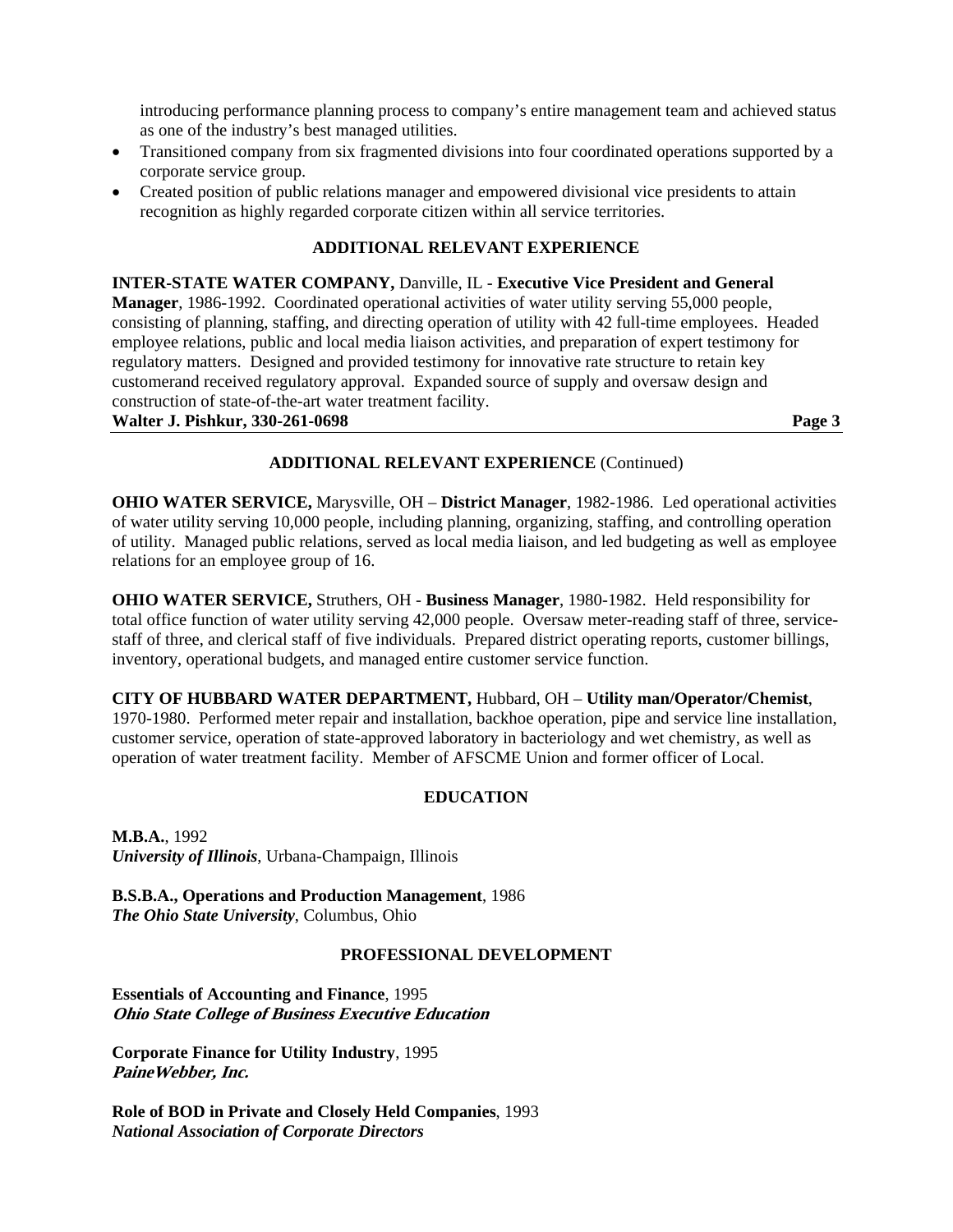introducing performance planning process to company's entire management team and achieved status as one of the industry's best managed utilities.

- Transitioned company from six fragmented divisions into four coordinated operations supported by a corporate service group.
- Created position of public relations manager and empowered divisional vice presidents to attain recognition as highly regarded corporate citizen within all service territories.

## ADDITIONAL RELEVANT EXPERIENCE

**INTER-STATE WATER COMPANY,** Danville, IL - **Executive Vice President and General Manager**, 1986-1992. Coordinated operational activities of water utility serving 55,000 people, consisting of planning, staffing, and directing operation of utility with 42 full-time employees. Headed employee relations, public and local media liaison activities, and preparation of expert testimony for regulatory matters. Designed and provided testimony for innovative rate structure to retain key customerand received regulatory approval. Expanded source of supply and oversaw design and construction of state-of-the-art water treatment facility.

## ADDITIONAL RELEVANT EXPERIENCE (Continued)

**OHIO WATER SERVICE,** Marysville, OH – **District Manager**, 1982-1986. Led operational activities of water utility serving 10,000 people, including planning, organizing, staffing, and controlling operation of utility. Managed public relations, served as local media liaison, and led budgeting as well as employee relations for an employee group of 16.

**OHIO WATER SERVICE,** Struthers, OH - **Business Manager**, 1980-1982. Held responsibility for total office function of water utility serving 42,000 people. Oversaw meter-reading staff of three, service-staff of three, and clerical staff of five individuals. Prepared district operating reports, customer billings, inventory, operational budgets, and managed entire customer service function.

**CITY OF HUBBARD WATER DEPARTMENT,** Hubbard, OH – **Utility man/Operator/Chemist**, 1970-1980. Performed meter repair and installation, backhoe operation, pipe and service line installation, customer service, operation of state-approved laboratory in bacteriology and wet chemistry, as well as operation of water treatment facility. Member of AFSCME Union and former officer of Local.

## EDUCATION

**M.B.A.**, 1992
***University of Illinois***, Urbana-Champaign, Illinois

**B.S.B.A., Operations and Production Management**, 1986
***The Ohio State University***, Columbus, Ohio

## PROFESSIONAL DEVELOPMENT

**Essentials of Accounting and Finance**, 1995
***Ohio State College of Business Executive Education***

**Corporate Finance for Utility Industry**, 1995
***PaineWebber, Inc.***

**Role of BOD in Private and Closely Held Companies**, 1993
***National Association of Corporate Directors***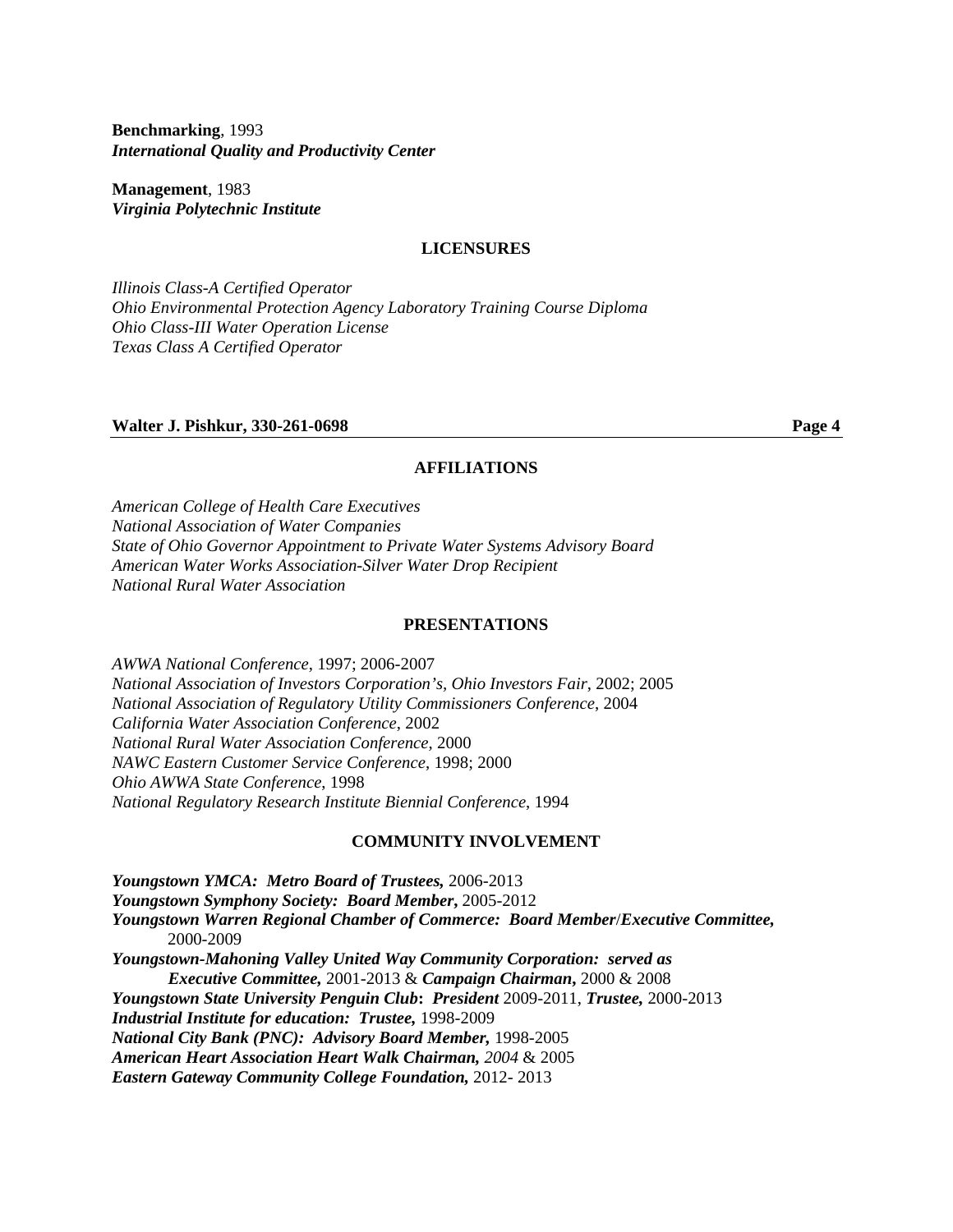**Benchmarking**, 1993
***International Quality and Productivity Center***

**Management**, 1983
***Virginia Polytechnic Institute***

## LICENSURES

*Illinois Class-A Certified Operator*
*Ohio Environmental Protection Agency Laboratory Training Course Diploma*
*Ohio Class-III Water Operation License*
*Texas Class A Certified Operator*

## AFFILIATIONS

*American College of Health Care Executives*
*National Association of Water Companies*
*State of Ohio Governor Appointment to Private Water Systems Advisory Board*
*American Water Works Association-Silver Water Drop Recipient*
*National Rural Water Association*

## PRESENTATIONS

*AWWA National Conference*, 1997; 2006-2007
*National Association of Investors Corporation's, Ohio Investors Fair*, 2002; 2005
*National Association of Regulatory Utility Commissioners Conference*, 2004
*California Water Association Conference*, 2002
*National Rural Water Association Conference*, 2000
*NAWC Eastern Customer Service Conference*, 1998; 2000
*Ohio AWWA State Conference*, 1998
*National Regulatory Research Institute Biennial Conference*, 1994

## COMMUNITY INVOLVEMENT

***Youngstown YMCA: Metro Board of Trustees,*** 2006-2013
***Youngstown Symphony Society: Board Member,*** 2005-2012
***Youngstown Warren Regional Chamber of Commerce: Board Member/Executive Committee,*** 2000-2009
***Youngstown-Mahoning Valley United Way Community Corporation: served as Executive Committee,*** 2001-2013 & ***Campaign Chairman,*** 2000 & 2008
***Youngstown State University Penguin Club: President*** 2009-2011, ***Trustee,*** 2000-2013
***Industrial Institute for education: Trustee,*** 1998-2009
***National City Bank (PNC): Advisory Board Member,*** 1998-2005
***American Heart Association Heart Walk Chairman,*** *2004* & 2005
***Eastern Gateway Community College Foundation,*** 2012- 2013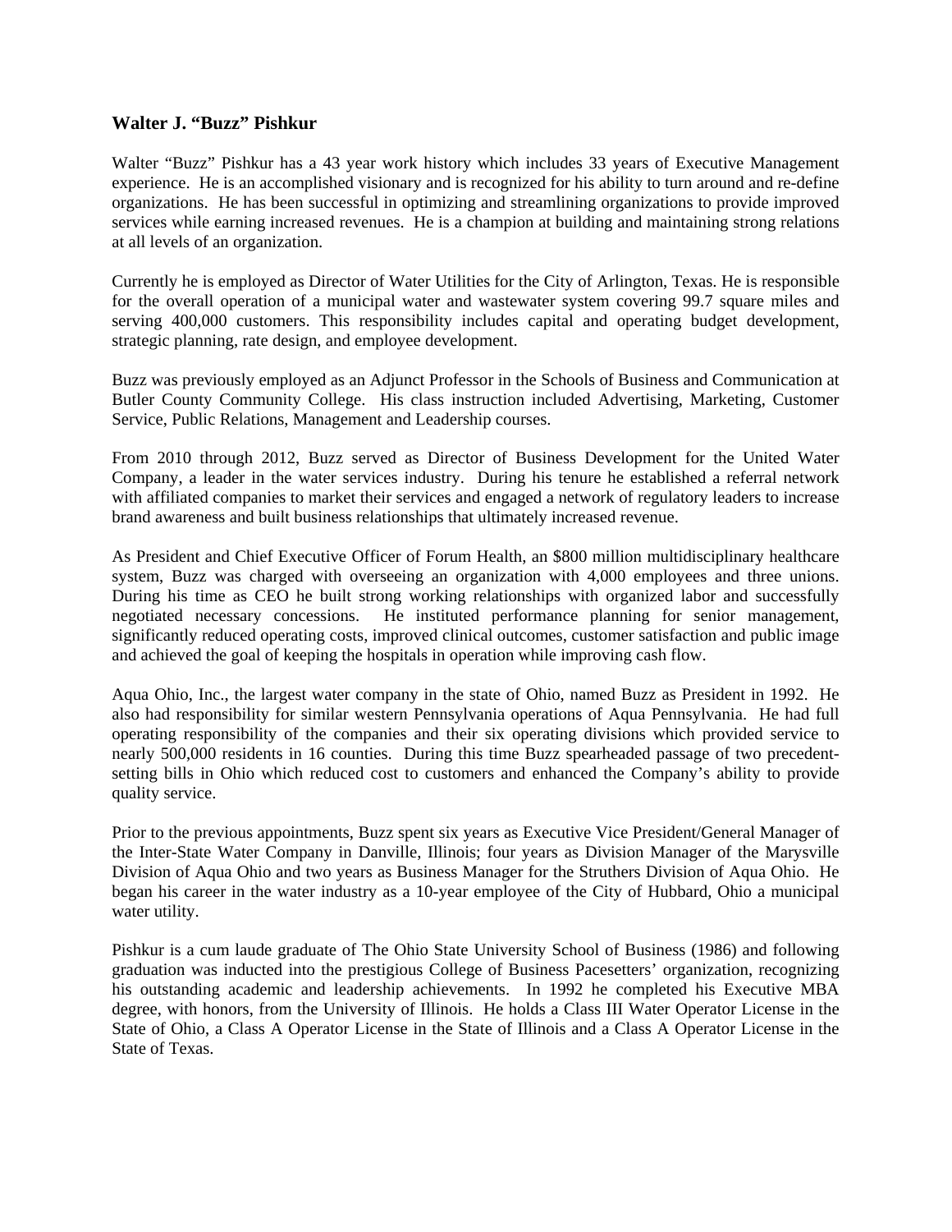### Walter J. "Buzz" Pishkur

Walter "Buzz" Pishkur has a 43 year work history which includes 33 years of Executive Management experience. He is an accomplished visionary and is recognized for his ability to turn around and re-define organizations. He has been successful in optimizing and streamlining organizations to provide improved services while earning increased revenues. He is a champion at building and maintaining strong relations at all levels of an organization.

Currently he is employed as Director of Water Utilities for the City of Arlington, Texas. He is responsible for the overall operation of a municipal water and wastewater system covering 99.7 square miles and serving 400,000 customers. This responsibility includes capital and operating budget development, strategic planning, rate design, and employee development.

Buzz was previously employed as an Adjunct Professor in the Schools of Business and Communication at Butler County Community College. His class instruction included Advertising, Marketing, Customer Service, Public Relations, Management and Leadership courses.

From 2010 through 2012, Buzz served as Director of Business Development for the United Water Company, a leader in the water services industry. During his tenure he established a referral network with affiliated companies to market their services and engaged a network of regulatory leaders to increase brand awareness and built business relationships that ultimately increased revenue.

As President and Chief Executive Officer of Forum Health, an $800 million multidisciplinary healthcare system, Buzz was charged with overseeing an organization with 4,000 employees and three unions. During his time as CEO he built strong working relationships with organized labor and successfully negotiated necessary concessions. He instituted performance planning for senior management, significantly reduced operating costs, improved clinical outcomes, customer satisfaction and public image and achieved the goal of keeping the hospitals in operation while improving cash flow.

Aqua Ohio, Inc., the largest water company in the state of Ohio, named Buzz as President in 1992. He also had responsibility for similar western Pennsylvania operations of Aqua Pennsylvania. He had full operating responsibility of the companies and their six operating divisions which provided service to nearly 500,000 residents in 16 counties. During this time Buzz spearheaded passage of two precedent-setting bills in Ohio which reduced cost to customers and enhanced the Company's ability to provide quality service.

Prior to the previous appointments, Buzz spent six years as Executive Vice President/General Manager of the Inter-State Water Company in Danville, Illinois; four years as Division Manager of the Marysville Division of Aqua Ohio and two years as Business Manager for the Struthers Division of Aqua Ohio. He began his career in the water industry as a 10-year employee of the City of Hubbard, Ohio a municipal water utility.

Pishkur is a cum laude graduate of The Ohio State University School of Business (1986) and following graduation was inducted into the prestigious College of Business Pacesetters' organization, recognizing his outstanding academic and leadership achievements. In 1992 he completed his Executive MBA degree, with honors, from the University of Illinois. He holds a Class III Water Operator License in the State of Ohio, a Class A Operator License in the State of Illinois and a Class A Operator License in the State of Texas.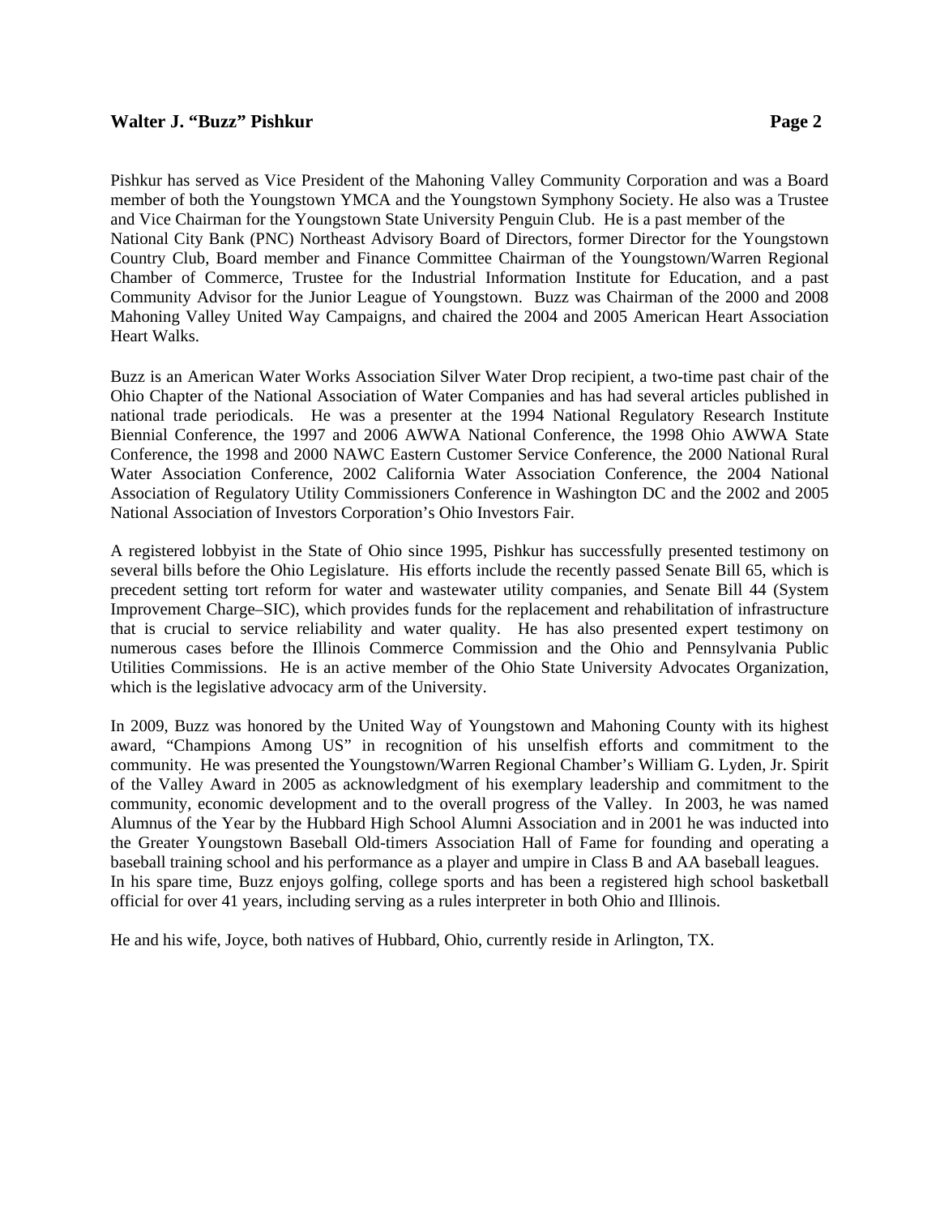Pishkur has served as Vice President of the Mahoning Valley Community Corporation and was a Board member of both the Youngstown YMCA and the Youngstown Symphony Society. He also was a Trustee and Vice Chairman for the Youngstown State University Penguin Club. He is a past member of the National City Bank (PNC) Northeast Advisory Board of Directors, former Director for the Youngstown Country Club, Board member and Finance Committee Chairman of the Youngstown/Warren Regional Chamber of Commerce, Trustee for the Industrial Information Institute for Education, and a past Community Advisor for the Junior League of Youngstown. Buzz was Chairman of the 2000 and 2008 Mahoning Valley United Way Campaigns, and chaired the 2004 and 2005 American Heart Association Heart Walks.

Buzz is an American Water Works Association Silver Water Drop recipient, a two-time past chair of the Ohio Chapter of the National Association of Water Companies and has had several articles published in national trade periodicals. He was a presenter at the 1994 National Regulatory Research Institute Biennial Conference, the 1997 and 2006 AWWA National Conference, the 1998 Ohio AWWA State Conference, the 1998 and 2000 NAWC Eastern Customer Service Conference, the 2000 National Rural Water Association Conference, 2002 California Water Association Conference, the 2004 National Association of Regulatory Utility Commissioners Conference in Washington DC and the 2002 and 2005 National Association of Investors Corporation's Ohio Investors Fair.

A registered lobbyist in the State of Ohio since 1995, Pishkur has successfully presented testimony on several bills before the Ohio Legislature. His efforts include the recently passed Senate Bill 65, which is precedent setting tort reform for water and wastewater utility companies, and Senate Bill 44 (System Improvement Charge–SIC), which provides funds for the replacement and rehabilitation of infrastructure that is crucial to service reliability and water quality. He has also presented expert testimony on numerous cases before the Illinois Commerce Commission and the Ohio and Pennsylvania Public Utilities Commissions. He is an active member of the Ohio State University Advocates Organization, which is the legislative advocacy arm of the University.

In 2009, Buzz was honored by the United Way of Youngstown and Mahoning County with its highest award, "Champions Among US" in recognition of his unselfish efforts and commitment to the community. He was presented the Youngstown/Warren Regional Chamber's William G. Lyden, Jr. Spirit of the Valley Award in 2005 as acknowledgment of his exemplary leadership and commitment to the community, economic development and to the overall progress of the Valley. In 2003, he was named Alumnus of the Year by the Hubbard High School Alumni Association and in 2001 he was inducted into the Greater Youngstown Baseball Old-timers Association Hall of Fame for founding and operating a baseball training school and his performance as a player and umpire in Class B and AA baseball leagues. In his spare time, Buzz enjoys golfing, college sports and has been a registered high school basketball official for over 41 years, including serving as a rules interpreter in both Ohio and Illinois.

He and his wife, Joyce, both natives of Hubbard, Ohio, currently reside in Arlington, TX.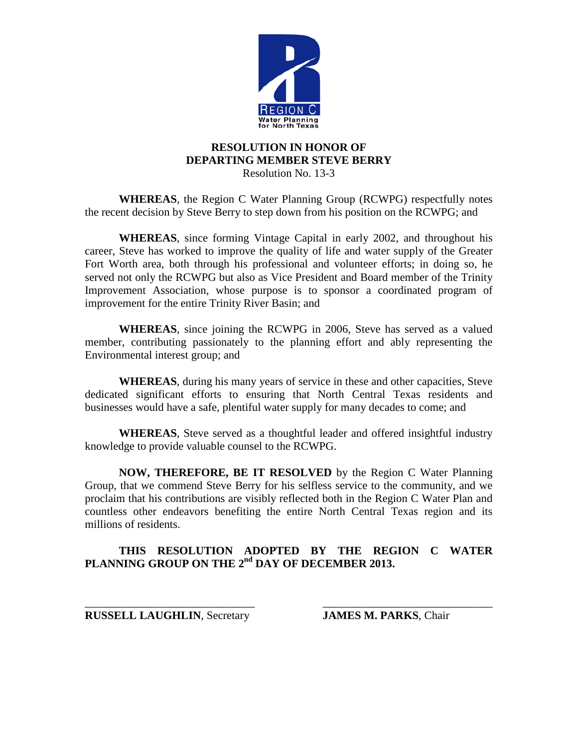REGION C
Water Planning
for North Texas

**RESOLUTION IN HONOR OF**
**DEPARTING MEMBER STEVE BERRY**
Resolution No. 13-3

**WHEREAS**, the Region C Water Planning Group (RCWPG) respectfully notes the recent decision by Steve Berry to step down from his position on the RCWPG; and

**WHEREAS**, since forming Vintage Capital in early 2002, and throughout his career, Steve has worked to improve the quality of life and water supply of the Greater Fort Worth area, both through his professional and volunteer efforts; in doing so, he served not only the RCWPG but also as Vice President and Board member of the Trinity Improvement Association, whose purpose is to sponsor a coordinated program of improvement for the entire Trinity River Basin; and

**WHEREAS**, since joining the RCWPG in 2006, Steve has served as a valued member, contributing passionately to the planning effort and ably representing the Environmental interest group; and

**WHEREAS**, during his many years of service in these and other capacities, Steve dedicated significant efforts to ensuring that North Central Texas residents and businesses would have a safe, plentiful water supply for many decades to come; and

**WHEREAS**, Steve served as a thoughtful leader and offered insightful industry knowledge to provide valuable counsel to the RCWPG.

**NOW, THEREFORE, BE IT RESOLVED** by the Region C Water Planning Group, that we commend Steve Berry for his selfless service to the community, and we proclaim that his contributions are visibly reflected both in the Region C Water Plan and countless other endeavors benefiting the entire North Central Texas region and its millions of residents.

**THIS RESOLUTION ADOPTED BY THE REGION C WATER PLANNING GROUP ON THE 2nd DAY OF DECEMBER 2013.**

_______________________________
**RUSSELL LAUGHLIN**, Secretary

_______________________________
**JAMES M. PARKS**, Chair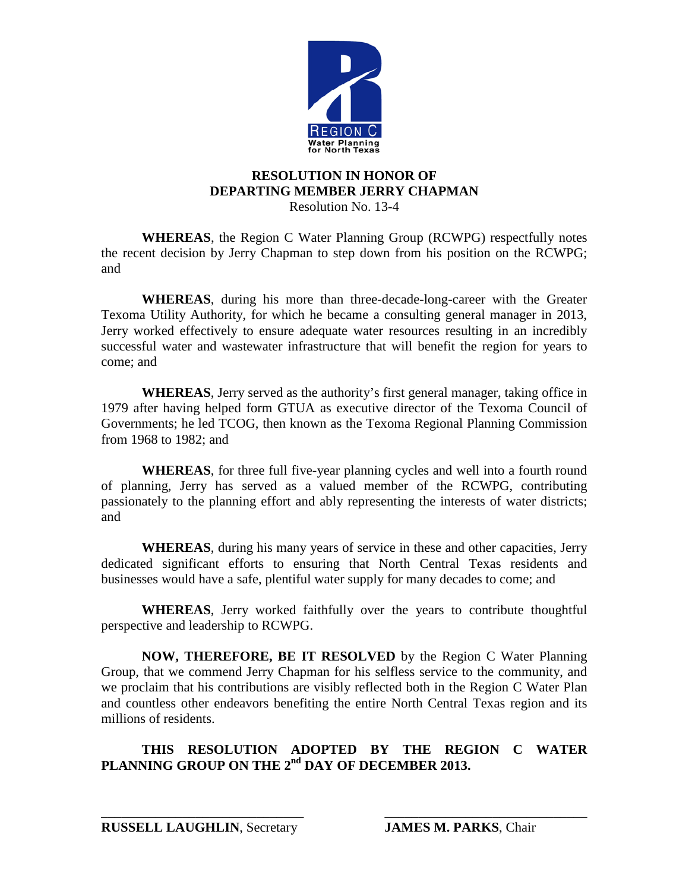# RESOLUTION IN HONOR OF DEPARTING MEMBER JERRY CHAPMAN

Resolution No. 13-4

**WHEREAS**, the Region C Water Planning Group (RCWPG) respectfully notes the recent decision by Jerry Chapman to step down from his position on the RCWPG; and

**WHEREAS**, during his more than three-decade-long-career with the Greater Texoma Utility Authority, for which he became a consulting general manager in 2013, Jerry worked effectively to ensure adequate water resources resulting in an incredibly successful water and wastewater infrastructure that will benefit the region for years to come; and

**WHEREAS**, Jerry served as the authority's first general manager, taking office in 1979 after having helped form GTUA as executive director of the Texoma Council of Governments; he led TCOG, then known as the Texoma Regional Planning Commission from 1968 to 1982; and

**WHEREAS**, for three full five-year planning cycles and well into a fourth round of planning, Jerry has served as a valued member of the RCWPG, contributing passionately to the planning effort and ably representing the interests of water districts; and

**WHEREAS**, during his many years of service in these and other capacities, Jerry dedicated significant efforts to ensuring that North Central Texas residents and businesses would have a safe, plentiful water supply for many decades to come; and

**WHEREAS**, Jerry worked faithfully over the years to contribute thoughtful perspective and leadership to RCWPG.

**NOW, THEREFORE, BE IT RESOLVED** by the Region C Water Planning Group, that we commend Jerry Chapman for his selfless service to the community, and we proclaim that his contributions are visibly reflected both in the Region C Water Plan and countless other endeavors benefiting the entire North Central Texas region and its millions of residents.

**THIS RESOLUTION ADOPTED BY THE REGION C WATER PLANNING GROUP ON THE 2nd DAY OF DECEMBER 2013.**

\_\_\_\_\_\_\_\_\_\_\_\_\_\_\_\_\_\_\_\_\_\_\_\_\_\_\_\_\_\_
**RUSSELL LAUGHLIN**, Secretary

\_\_\_\_\_\_\_\_\_\_\_\_\_\_\_\_\_\_\_\_\_\_\_\_\_\_\_\_\_\_
**JAMES M. PARKS**, Chair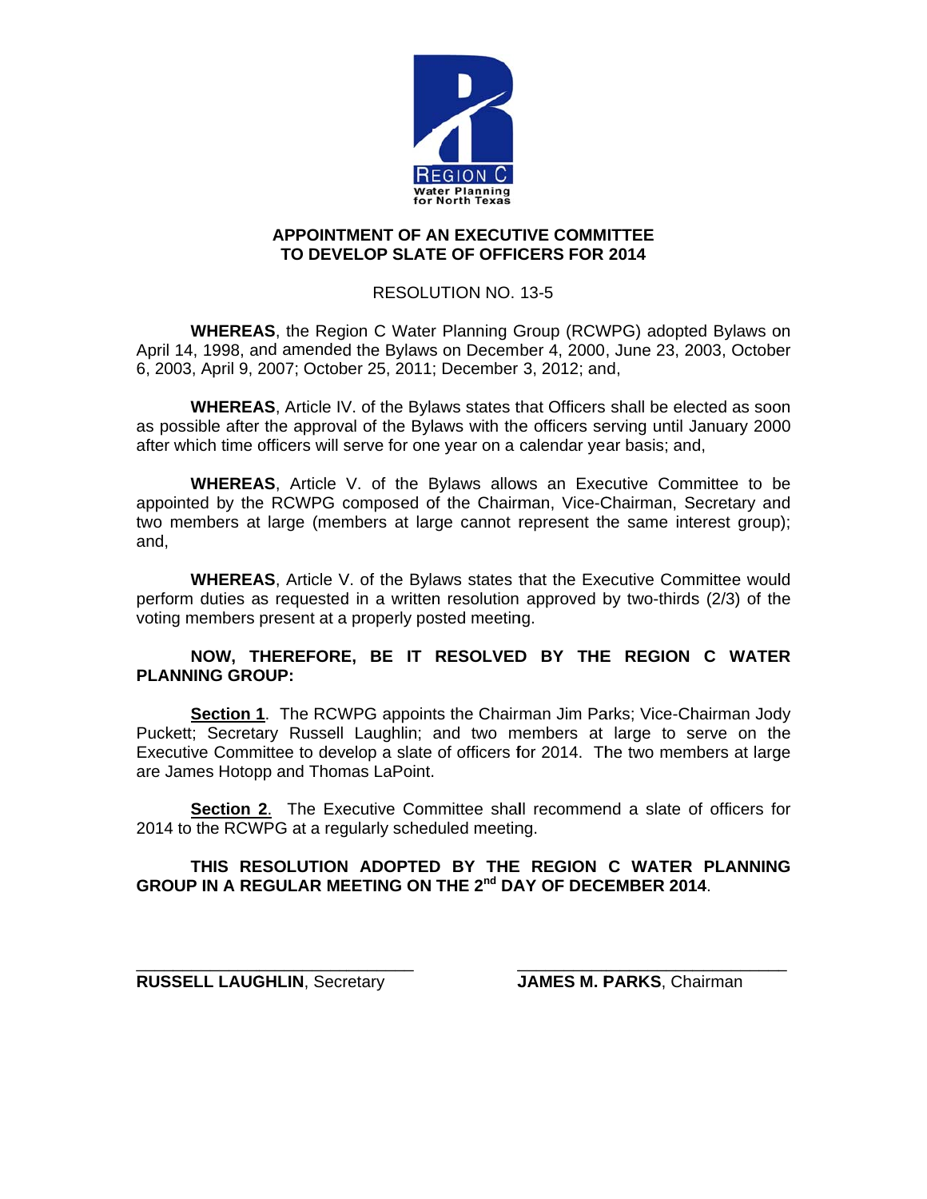**APPOINTMENT OF AN EXECUTIVE COMMITTEE TO DEVELOP SLATE OF OFFICERS FOR 2014**

RESOLUTION NO. 13-5

**WHEREAS**, the Region C Water Planning Group (RCWPG) adopted Bylaws on April 14, 1998, and amended the Bylaws on December 4, 2000, June 23, 2003, October 6, 2003, April 9, 2007; October 25, 2011; December 3, 2012; and,

**WHEREAS**, Article IV. of the Bylaws states that Officers shall be elected as soon as possible after the approval of the Bylaws with the officers serving until January 2000 after which time officers will serve for one year on a calendar year basis; and,

**WHEREAS**, Article V. of the Bylaws allows an Executive Committee to be appointed by the RCWPG composed of the Chairman, Vice-Chairman, Secretary and two members at large (members at large cannot represent the same interest group); and,

**WHEREAS**, Article V. of the Bylaws states that the Executive Committee would perform duties as requested in a written resolution approved by two-thirds (2/3) of the voting members present at a properly posted meeting.

**NOW, THEREFORE, BE IT RESOLVED BY THE REGION C WATER PLANNING GROUP:**

**Section 1**. The RCWPG appoints the Chairman Jim Parks; Vice-Chairman Jody Puckett; Secretary Russell Laughlin; and two members at large to serve on the Executive Committee to develop a slate of officers for 2014. The two members at large are James Hotopp and Thomas LaPoint.

**Section 2**. The Executive Committee shall recommend a slate of officers for 2014 to the RCWPG at a regularly scheduled meeting.

**THIS RESOLUTION ADOPTED BY THE REGION C WATER PLANNING GROUP IN A REGULAR MEETING ON THE 2nd DAY OF DECEMBER 2014**.

\_\_\_\_\_\_\_\_\_\_\_\_\_\_\_\_\_\_\_\_\_\_\_\_\_\_\_\_\_\_
**RUSSELL LAUGHLIN**, Secretary

\_\_\_\_\_\_\_\_\_\_\_\_\_\_\_\_\_\_\_\_\_\_\_\_\_\_\_\_\_\_
**JAMES M. PARKS**, Chairman